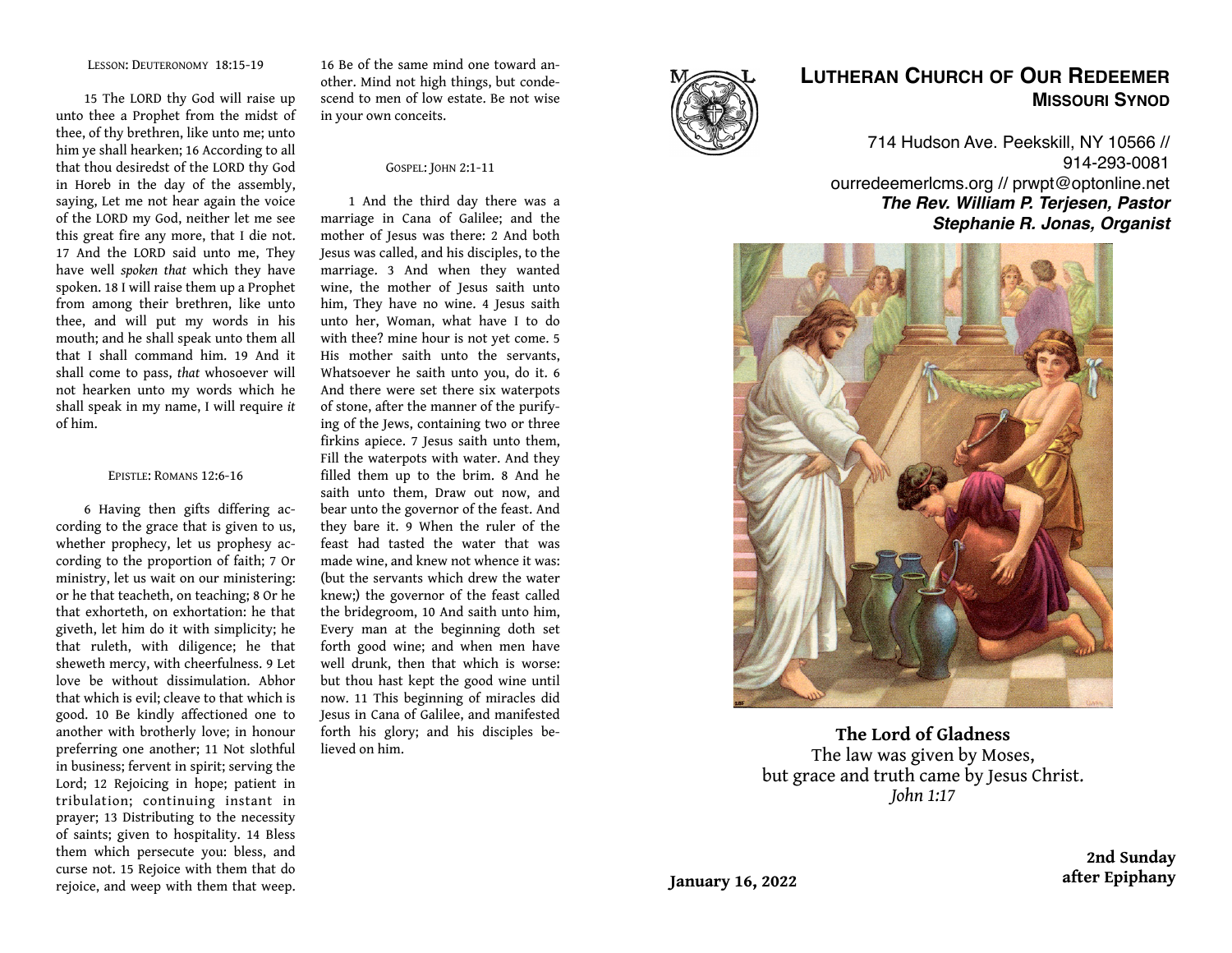LESSON: DEUTERONOMY 18:15-19

15 The LORD thy God will raise up unto thee a Prophet from the midst of thee, of thy brethren, like unto me; unto him ye shall hearken; 16 According to all that thou desiredst of the LORD thy God in Horeb in the day of the assembly, saying, Let me not hear again the voice of the LORD my God, neither let me see this great fire any more, that I die not. 17 And the LORD said unto me, They have well *spoken that* which they have spoken. 18 I will raise them up a Prophet from among their brethren, like unto thee, and will put my words in his mouth; and he shall speak unto them all that I shall command him. 19 And it shall come to pass, *that* whosoever will not hearken unto my words which he shall speak in my name, I will require *it* of him.

EPISTLE: ROMANS 12:6-16

6 Having then gifts differing according to the grace that is given to us, whether prophecy, let us prophesy according to the proportion of faith; 7 Or ministry, let us wait on our ministering: or he that teacheth, on teaching; 8 Or he that exhorteth, on exhortation: he that giveth, let him do it with simplicity; he that ruleth, with diligence; he that sheweth mercy, with cheerfulness. 9 Let love be without dissimulation. Abhor that which is evil; cleave to that which is good. 10 Be kindly affectioned one to another with brotherly love; in honour preferring one another; 11 Not slothful in business; fervent in spirit; serving the Lord; 12 Rejoicing in hope; patient in tribulation; continuing instant in prayer; 13 Distributing to the necessity of saints; given to hospitality. 14 Bless them which persecute you: bless, and curse not. 15 Rejoice with them that do rejoice, and weep with them that weep. 16 Be of the same mind one toward another. Mind not high things, but condescend to men of low estate. Be not wise in your own conceits.

GOSPEL: JOHN 2:1-11

1 And the third day there was a marriage in Cana of Galilee; and the mother of Jesus was there: 2 And both Jesus was called, and his disciples, to the marriage. 3 And when they wanted wine, the mother of Jesus saith unto him, They have no wine. 4 Jesus saith unto her, Woman, what have I to do with thee? mine hour is not yet come. 5 His mother saith unto the servants, Whatsoever he saith unto you, do it. 6 And there were set there six waterpots of stone, after the manner of the purifying of the Jews, containing two or three firkins apiece. 7 Jesus saith unto them, Fill the waterpots with water. And they filled them up to the brim. 8 And he saith unto them, Draw out now, and bear unto the governor of the feast. And they bare it. 9 When the ruler of the feast had tasted the water that was made wine, and knew not whence it was: (but the servants which drew the water knew;) the governor of the feast called the bridegroom, 10 And saith unto him, Every man at the beginning doth set forth good wine; and when men have well drunk, then that which is worse: but thou hast kept the good wine until now. 11 This beginning of miracles did Jesus in Cana of Galilee, and manifested forth his glory; and his disciples believed on him.

# LUTHERAN CHURCH OF OUR REDEEMER
## MISSOURI SYNOD

714 Hudson Ave. Peekskill, NY 10566 // 914-293-0081
ourredeemerlcms.org // prwpt@optonline.net
***The Rev. William P. Terjesen, Pastor***
***Stephanie R. Jonas, Organist***

**The Lord of Gladness**
The law was given by Moses,
but grace and truth came by Jesus Christ.
*John 1:17*

**January 16, 2022**

**2nd Sunday after Epiphany**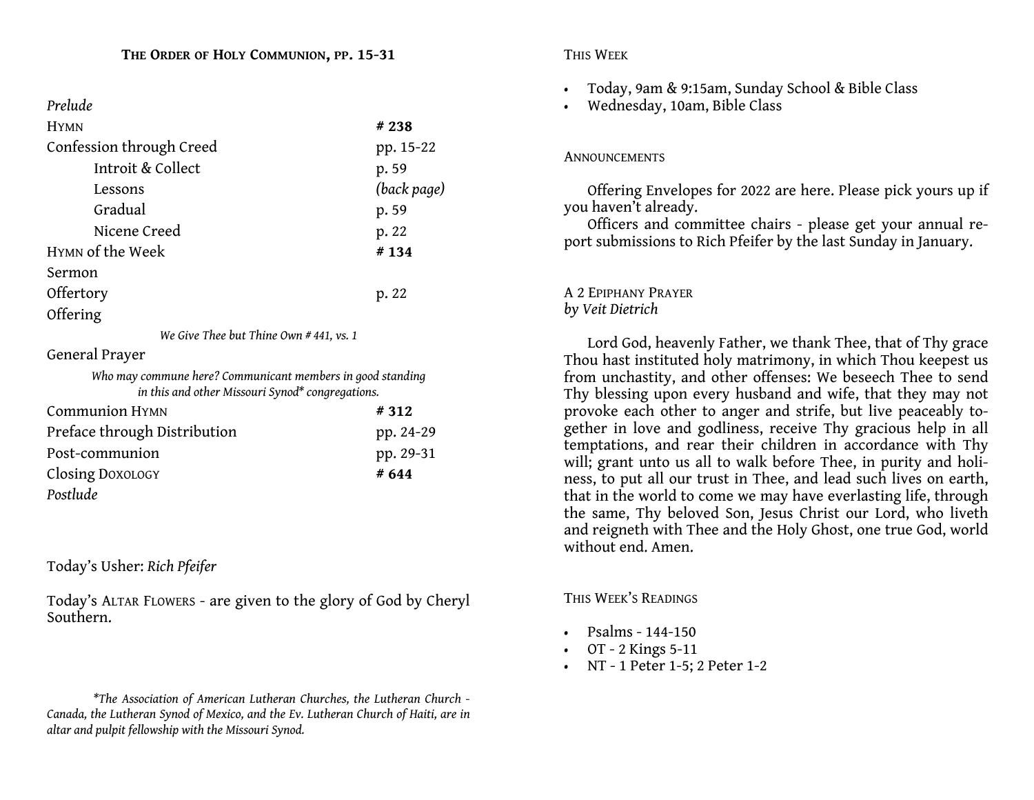### The Order of Holy Communion, pp. 15-31

| | |
|---|---|
| *Prelude* | |
| Hymn | **# 238** |
| Confession through Creed | pp. 15-22 |
| Introit & Collect | p. 59 |
| Lessons | *(back page)* |
| Gradual | p. 59 |
| Nicene Creed | p. 22 |
| Hymn of the Week | **# 134** |
| Sermon | |
| Offertory | p. 22 |
| Offering | |

*We Give Thee but Thine Own # 441, vs. 1*

General Prayer

*Who may commune here? Communicant members in good standing in this and other Missouri Synod* congregations.*

| | |
|---|---|
| Communion Hymn | **# 312** |
| Preface through Distribution | pp. 24-29 |
| Post-communion | pp. 29-31 |
| Closing Doxology | **# 644** |
| *Postlude* | |

Today's Usher: *Rich Pfeifer*

Today's Altar Flowers - are given to the glory of God by Cheryl Southern.

**The Association of American Lutheran Churches, the Lutheran Church - Canada, the Lutheran Synod of Mexico, and the Ev. Lutheran Church of Haiti, are in altar and pulpit fellowship with the Missouri Synod.*

### This Week

- Today, 9am & 9:15am, Sunday School & Bible Class
- Wednesday, 10am, Bible Class

### Announcements

Offering Envelopes for 2022 are here. Please pick yours up if you haven't already.

Officers and committee chairs - please get your annual report submissions to Rich Pfeifer by the last Sunday in January.

### A 2 Epiphany Prayer
*by Veit Dietrich*

Lord God, heavenly Father, we thank Thee, that of Thy grace Thou hast instituted holy matrimony, in which Thou keepest us from unchastity, and other offenses: We beseech Thee to send Thy blessing upon every husband and wife, that they may not provoke each other to anger and strife, but live peaceably together in love and godliness, receive Thy gracious help in all temptations, and rear their children in accordance with Thy will; grant unto us all to walk before Thee, in purity and holiness, to put all our trust in Thee, and lead such lives on earth, that in the world to come we may have everlasting life, through the same, Thy beloved Son, Jesus Christ our Lord, who liveth and reigneth with Thee and the Holy Ghost, one true God, world without end. Amen.

### This Week's Readings

- Psalms - 144-150
- OT - 2 Kings 5-11
- NT - 1 Peter 1-5; 2 Peter 1-2